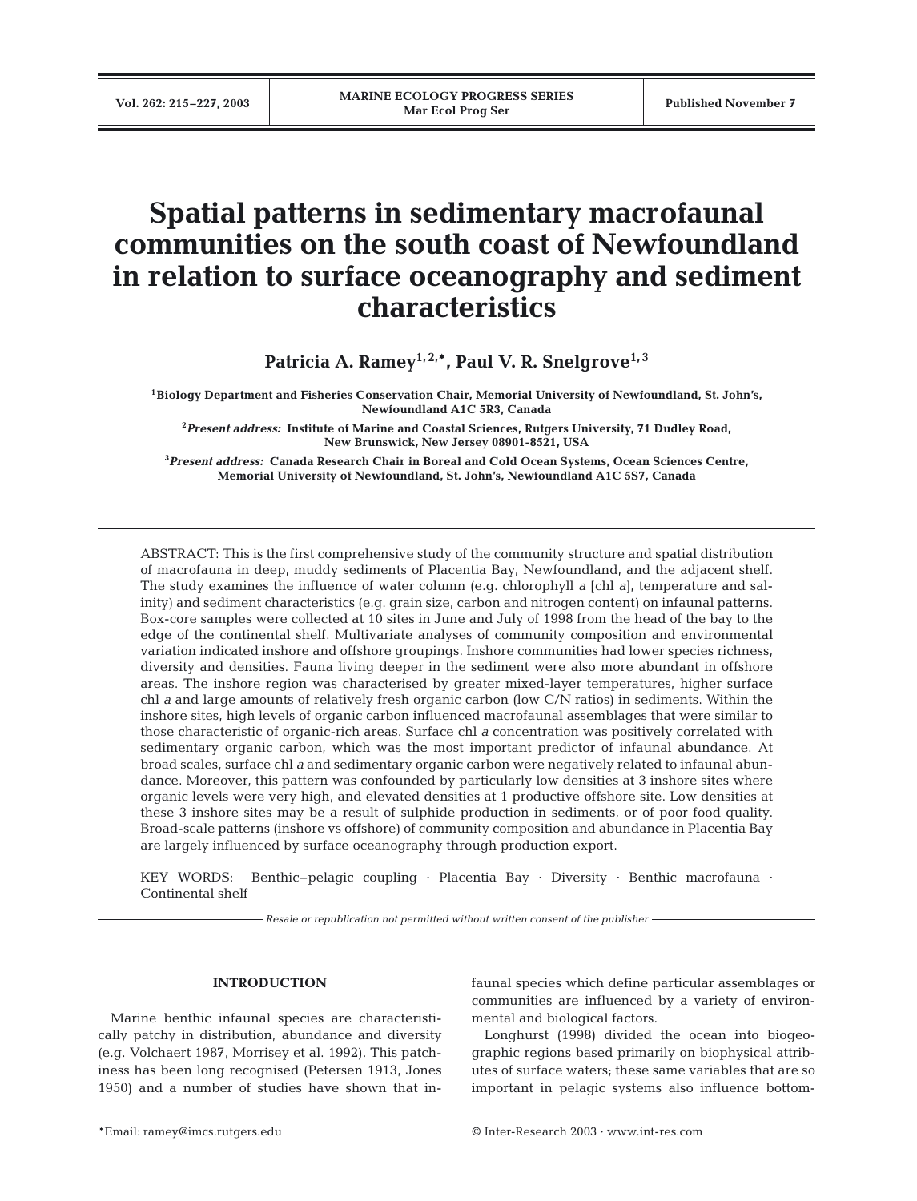# Spatial patterns in sedimentary macrofaunal communities on the south coast of Newfoundland in relation to surface oceanography and sediment characteristics

**Patricia A. Ramey[1,2,*], Paul V. R. Snelgrove[1,3]**

[1]Biology Department and Fisheries Conservation Chair, Memorial University of Newfoundland, St. John's, Newfoundland A1C 5R3, Canada

[2]*Present address:* Institute of Marine and Coastal Sciences, Rutgers University, 71 Dudley Road, New Brunswick, New Jersey 08901-8521, USA

[3]*Present address:* Canada Research Chair in Boreal and Cold Ocean Systems, Ocean Sciences Centre, Memorial University of Newfoundland, St. John's, Newfoundland A1C 5S7, Canada

ABSTRACT: This is the first comprehensive study of the community structure and spatial distribution of macrofauna in deep, muddy sediments of Placentia Bay, Newfoundland, and the adjacent shelf. The study examines the influence of water column (e.g. chlorophyll *a* [chl *a*], temperature and salinity) and sediment characteristics (e.g. grain size, carbon and nitrogen content) on infaunal patterns. Box-core samples were collected at 10 sites in June and July of 1998 from the head of the bay to the edge of the continental shelf. Multivariate analyses of community composition and environmental variation indicated inshore and offshore groupings. Inshore communities had lower species richness, diversity and densities. Fauna living deeper in the sediment were also more abundant in offshore areas. The inshore region was characterised by greater mixed-layer temperatures, higher surface chl *a* and large amounts of relatively fresh organic carbon (low C/N ratios) in sediments. Within the inshore sites, high levels of organic carbon influenced macrofaunal assemblages that were similar to those characteristic of organic-rich areas. Surface chl *a* concentration was positively correlated with sedimentary organic carbon, which was the most important predictor of infaunal abundance. At broad scales, surface chl *a* and sedimentary organic carbon were negatively related to infaunal abundance. Moreover, this pattern was confounded by particularly low densities at 3 inshore sites where organic levels were very high, and elevated densities at 1 productive offshore site. Low densities at these 3 inshore sites may be a result of sulphide production in sediments, or of poor food quality. Broad-scale patterns (inshore vs offshore) of community composition and abundance in Placentia Bay are largely influenced by surface oceanography through production export.

KEY WORDS: Benthic–pelagic coupling · Placentia Bay · Diversity · Benthic macrofauna · Continental shelf

*Resale or republication not permitted without written consent of the publisher*

## INTRODUCTION

Marine benthic infaunal species are characteristically patchy in distribution, abundance and diversity (e.g. Volchaert 1987, Morrisey et al. 1992). This patchiness has been long recognised (Petersen 1913, Jones 1950) and a number of studies have shown that infaunal species which define particular assemblages or communities are influenced by a variety of environmental and biological factors.

Longhurst (1998) divided the ocean into biogeographic regions based primarily on biophysical attributes of surface waters; these same variables that are so important in pelagic systems also influence bottom-

*Email: ramey@imcs.rutgers.edu

© Inter-Research 2003 · www.int-res.com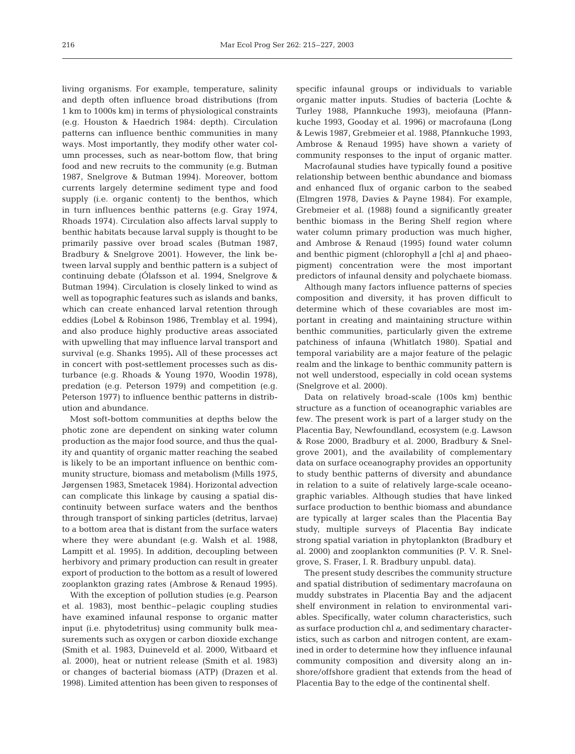living organisms. For example, temperature, salinity and depth often influence broad distributions (from 1 km to 1000s km) in terms of physiological constraints (e.g. Houston & Haedrich 1984: depth). Circulation patterns can influence benthic communities in many ways. Most importantly, they modify other water column processes, such as near-bottom flow, that bring food and new recruits to the community (e.g. Butman 1987, Snelgrove & Butman 1994). Moreover, bottom currents largely determine sediment type and food supply (i.e. organic content) to the benthos, which in turn influences benthic patterns (e.g. Gray 1974, Rhoads 1974). Circulation also affects larval supply to benthic habitats because larval supply is thought to be primarily passive over broad scales (Butman 1987, Bradbury & Snelgrove 2001). However, the link between larval supply and benthic pattern is a subject of continuing debate (Ólafsson et al. 1994, Snelgrove & Butman 1994). Circulation is closely linked to wind as well as topographic features such as islands and banks, which can create enhanced larval retention through eddies (Lobel & Robinson 1986, Tremblay et al. 1994), and also produce highly productive areas associated with upwelling that may influence larval transport and survival (e.g. Shanks 1995). All of these processes act in concert with post-settlement processes such as disturbance (e.g. Rhoads & Young 1970, Woodin 1978), predation (e.g. Peterson 1979) and competition (e.g. Peterson 1977) to influence benthic patterns in distribution and abundance.

Most soft-bottom communities at depths below the photic zone are dependent on sinking water column production as the major food source, and thus the quality and quantity of organic matter reaching the seabed is likely to be an important influence on benthic community structure, biomass and metabolism (Mills 1975, Jørgensen 1983, Smetacek 1984). Horizontal advection can complicate this linkage by causing a spatial discontinuity between surface waters and the benthos through transport of sinking particles (detritus, larvae) to a bottom area that is distant from the surface waters where they were abundant (e.g. Walsh et al. 1988, Lampitt et al. 1995). In addition, decoupling between herbivory and primary production can result in greater export of production to the bottom as a result of lowered zooplankton grazing rates (Ambrose & Renaud 1995).

With the exception of pollution studies (e.g. Pearson et al. 1983), most benthic–pelagic coupling studies have examined infaunal response to organic matter input (i.e. phytodetritus) using community bulk measurements such as oxygen or carbon dioxide exchange (Smith et al. 1983, Duineveld et al. 2000, Witbaard et al. 2000), heat or nutrient release (Smith et al. 1983) or changes of bacterial biomass (ATP) (Drazen et al. 1998). Limited attention has been given to responses of specific infaunal groups or individuals to variable organic matter inputs. Studies of bacteria (Lochte & Turley 1988, Pfannkuche 1993), meiofauna (Pfannkuche 1993, Gooday et al. 1996) or macrofauna (Long & Lewis 1987, Grebmeier et al. 1988, Pfannkuche 1993, Ambrose & Renaud 1995) have shown a variety of community responses to the input of organic matter.

Macrofaunal studies have typically found a positive relationship between benthic abundance and biomass and enhanced flux of organic carbon to the seabed (Elmgren 1978, Davies & Payne 1984). For example, Grebmeier et al. (1988) found a significantly greater benthic biomass in the Bering Shelf region where water column primary production was much higher, and Ambrose & Renaud (1995) found water column and benthic pigment (chlorophyll *a* [chl *a*] and phaeopigment) concentration were the most important predictors of infaunal density and polychaete biomass.

Although many factors influence patterns of species composition and diversity, it has proven difficult to determine which of these covariables are most important in creating and maintaining structure within benthic communities, particularly given the extreme patchiness of infauna (Whitlatch 1980). Spatial and temporal variability are a major feature of the pelagic realm and the linkage to benthic community pattern is not well understood, especially in cold ocean systems (Snelgrove et al. 2000).

Data on relatively broad-scale (100s km) benthic structure as a function of oceanographic variables are few. The present work is part of a larger study on the Placentia Bay, Newfoundland, ecosystem (e.g. Lawson & Rose 2000, Bradbury et al. 2000, Bradbury & Snelgrove 2001), and the availability of complementary data on surface oceanography provides an opportunity to study benthic patterns of diversity and abundance in relation to a suite of relatively large-scale oceanographic variables. Although studies that have linked surface production to benthic biomass and abundance are typically at larger scales than the Placentia Bay study, multiple surveys of Placentia Bay indicate strong spatial variation in phytoplankton (Bradbury et al. 2000) and zooplankton communities (P. V. R. Snelgrove, S. Fraser, I. R. Bradbury unpubl. data).

The present study describes the community structure and spatial distribution of sedimentary macrofauna on muddy substrates in Placentia Bay and the adjacent shelf environment in relation to environmental variables. Specifically, water column characteristics, such as surface production chl *a*, and sedimentary characteristics, such as carbon and nitrogen content, are examined in order to determine how they influence infaunal community composition and diversity along an inshore/offshore gradient that extends from the head of Placentia Bay to the edge of the continental shelf.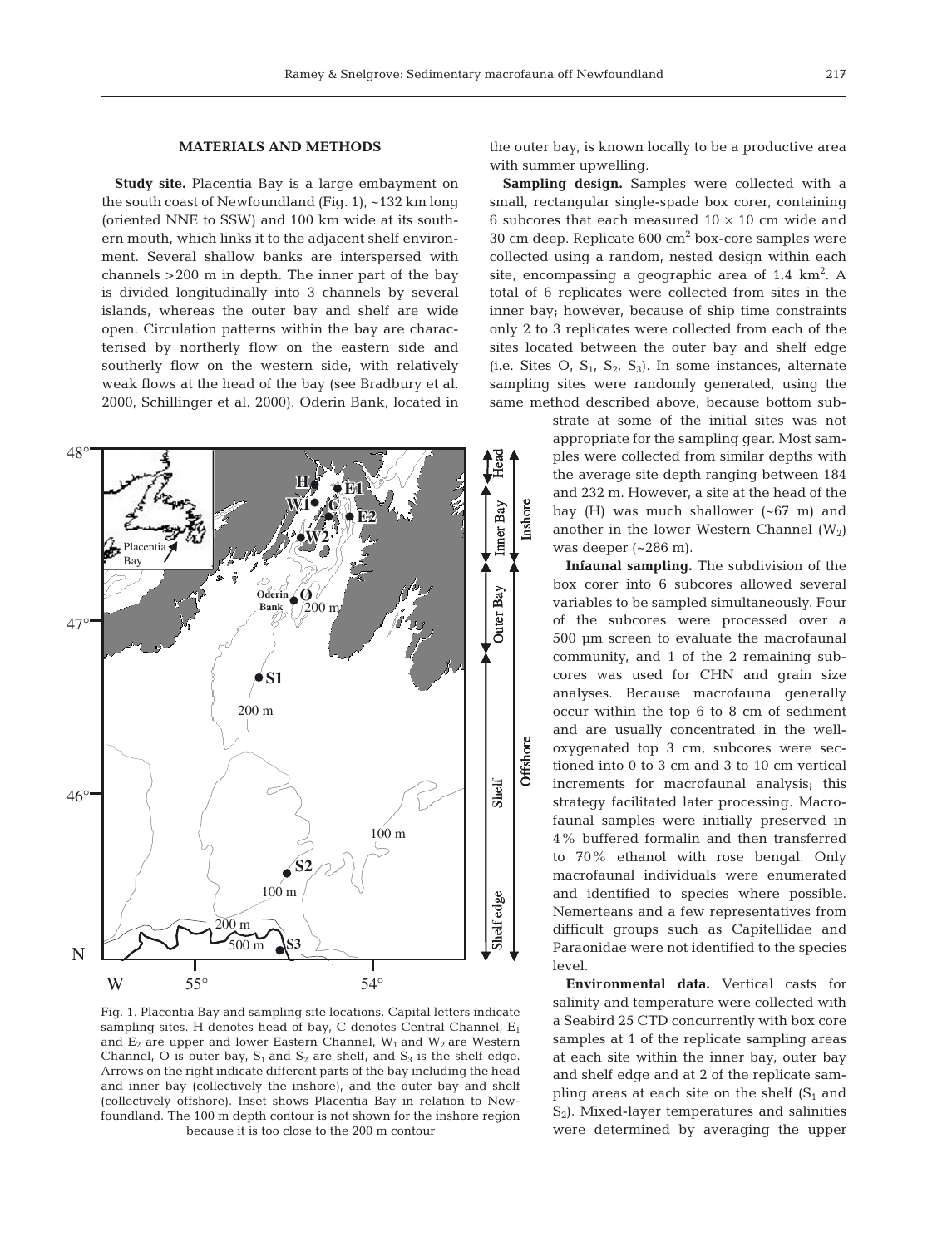## MATERIALS AND METHODS

**Study site.** Placentia Bay is a large embayment on the south coast of Newfoundland (Fig. 1), ~132 km long (oriented NNE to SSW) and 100 km wide at its southern mouth, which links it to the adjacent shelf environment. Several shallow banks are interspersed with channels >200 m in depth. The inner part of the bay is divided longitudinally into 3 channels by several islands, whereas the outer bay and shelf are wide open. Circulation patterns within the bay are characterised by northerly flow on the eastern side and southerly flow on the western side, with relatively weak flows at the head of the bay (see Bradbury et al. 2000, Schillinger et al. 2000). Oderin Bank, located in the outer bay, is known locally to be a productive area with summer upwelling.

**Sampling design.** Samples were collected with a small, rectangular single-spade box corer, containing 6 subcores that each measured 10 × 10 cm wide and 30 cm deep. Replicate 600 $cm^2$ box-core samples were collected using a random, nested design within each site, encompassing a geographic area of 1.4 $km^2$. A total of 6 replicates were collected from sites in the inner bay; however, because of ship time constraints only 2 to 3 replicates were collected from each of the sites located between the outer bay and shelf edge (i.e. Sites O, $S_1$, $S_2$, $S_3$). In some instances, alternate sampling sites were randomly generated, using the same method described above, because bottom substrate at some of the initial sites was not appropriate for the sampling gear. Most samples were collected from similar depths with the average site depth ranging between 184 and 232 m. However, a site at the head of the bay (H) was much shallower (~67 m) and another in the lower Western Channel ($W_2$) was deeper (~286 m).

Fig. 1. Placentia Bay and sampling site locations. Capital letters indicate sampling sites. H denotes head of bay, C denotes Central Channel, $E_1$ and $E_2$ are upper and lower Eastern Channel, $W_1$ and $W_2$ are Western Channel, O is outer bay, $S_1$ and $S_2$ are shelf, and $S_3$ is the shelf edge. Arrows on the right indicate different parts of the bay including the head and inner bay (collectively the inshore), and the outer bay and shelf (collectively offshore). Inset shows Placentia Bay in relation to Newfoundland. The 100 m depth contour is not shown for the inshore region because it is too close to the 200 m contour

**Infaunal sampling.** The subdivision of the box corer into 6 subcores allowed several variables to be sampled simultaneously. Four of the subcores were processed over a 500 µm screen to evaluate the macrofaunal community, and 1 of the 2 remaining subcores was used for CHN and grain size analyses. Because macrofauna generally occur within the top 6 to 8 cm of sediment and are usually concentrated in the well-oxygenated top 3 cm, subcores were sectioned into 0 to 3 cm and 3 to 10 cm vertical increments for macrofaunal analysis; this strategy facilitated later processing. Macrofaunal samples were initially preserved in 4% buffered formalin and then transferred to 70% ethanol with rose bengal. Only macrofaunal individuals were enumerated and identified to species where possible. Nemerteans and a few representatives from difficult groups such as Capitellidae and Paraonidae were not identified to the species level.

**Environmental data.** Vertical casts for salinity and temperature were collected with a Seabird 25 CTD concurrently with box core samples at 1 of the replicate sampling areas at each site within the inner bay, outer bay and shelf edge and at 2 of the replicate sampling areas at each site on the shelf ($S_1$ and $S_2$). Mixed-layer temperatures and salinities were determined by averaging the upper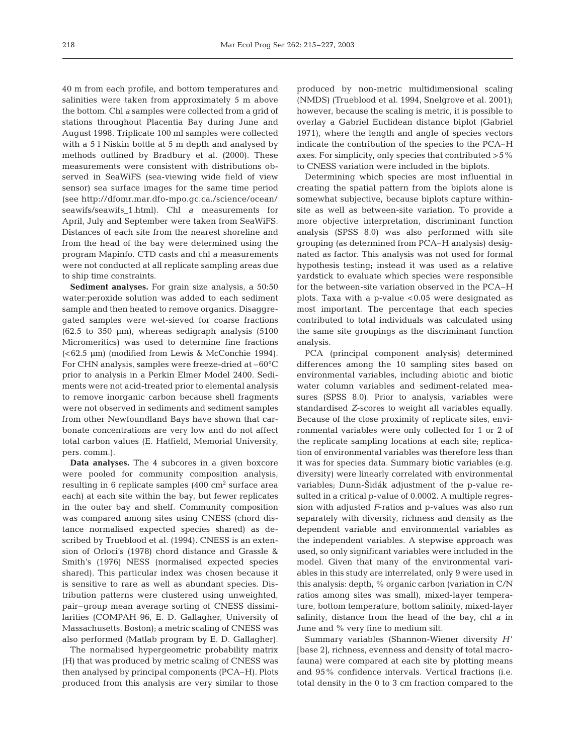40 m from each profile, and bottom temperatures and salinities were taken from approximately 5 m above the bottom. Chl *a* samples were collected from a grid of stations throughout Placentia Bay during June and August 1998. Triplicate 100 ml samples were collected with a 5 l Niskin bottle at 5 m depth and analysed by methods outlined by Bradbury et al. (2000). These measurements were consistent with distributions observed in SeaWiFS (sea-viewing wide field of view sensor) sea surface images for the same time period (see http://dfomr.mar.dfo-mpo.gc.ca./science/ocean/seawifs/seawifs_1.html). Chl *a* measurements for April, July and September were taken from SeaWiFS. Distances of each site from the nearest shoreline and from the head of the bay were determined using the program Mapinfo. CTD casts and chl *a* measurements were not conducted at all replicate sampling areas due to ship time constraints.

**Sediment analyses.** For grain size analysis, a 50:50 water:peroxide solution was added to each sediment sample and then heated to remove organics. Disaggregated samples were wet-sieved for coarse fractions (62.5 to 350 µm), whereas sedigraph analysis (5100 Micromeritics) was used to determine fine fractions (<62.5 µm) (modified from Lewis & McConchie 1994). For CHN analysis, samples were freeze-dried at –60°C prior to analysis in a Perkin Elmer Model 2400. Sediments were not acid-treated prior to elemental analysis to remove inorganic carbon because shell fragments were not observed in sediments and sediment samples from other Newfoundland Bays have shown that carbonate concentrations are very low and do not affect total carbon values (E. Hatfield, Memorial University, pers. comm.).

**Data analyses.** The 4 subcores in a given boxcore were pooled for community composition analysis, resulting in 6 replicate samples (400 $cm^2$ surface area each) at each site within the bay, but fewer replicates in the outer bay and shelf. Community composition was compared among sites using CNESS (chord distance normalised expected species shared) as described by Trueblood et al. (1994). CNESS is an extension of Orloci's (1978) chord distance and Grassle & Smith's (1976) NESS (normalised expected species shared). This particular index was chosen because it is sensitive to rare as well as abundant species. Distribution patterns were clustered using unweighted, pair–group mean average sorting of CNESS dissimilarities (COMPAH 96, E. D. Gallagher, University of Massachusetts, Boston); a metric scaling of CNESS was also performed (Matlab program by E. D. Gallagher).

The normalised hypergeometric probability matrix (H) that was produced by metric scaling of CNESS was then analysed by principal components (PCA–H). Plots produced from this analysis are very similar to those produced by non-metric multidimensional scaling (NMDS) (Trueblood et al. 1994, Snelgrove et al. 2001); however, because the scaling is metric, it is possible to overlay a Gabriel Euclidean distance biplot (Gabriel 1971), where the length and angle of species vectors indicate the contribution of the species to the PCA–H axes. For simplicity, only species that contributed >5% to CNESS variation were included in the biplots.

Determining which species are most influential in creating the spatial pattern from the biplots alone is somewhat subjective, because biplots capture within-site as well as between-site variation. To provide a more objective interpretation, discriminant function analysis (SPSS 8.0) was also performed with site grouping (as determined from PCA–H analysis) designated as factor. This analysis was not used for formal hypothesis testing; instead it was used as a relative yardstick to evaluate which species were responsible for the between-site variation observed in the PCA–H plots. Taxa with a p-value <0.05 were designated as most important. The percentage that each species contributed to total individuals was calculated using the same site groupings as the discriminant function analysis.

PCA (principal component analysis) determined differences among the 10 sampling sites based on environmental variables, including abiotic and biotic water column variables and sediment-related measures (SPSS 8.0). Prior to analysis, variables were standardised *Z*-scores to weight all variables equally. Because of the close proximity of replicate sites, environmental variables were only collected for 1 or 2 of the replicate sampling locations at each site; replication of environmental variables was therefore less than it was for species data. Summary biotic variables (e.g. diversity) were linearly correlated with environmental variables; Dunn-Šidák adjustment of the p-value resulted in a critical p-value of 0.0002. A multiple regression with adjusted *F*-ratios and p-values was also run separately with diversity, richness and density as the dependent variable and environmental variables as the independent variables. A stepwise approach was used, so only significant variables were included in the model. Given that many of the environmental variables in this study are interrelated, only 9 were used in this analysis: depth, % organic carbon (variation in C/N ratios among sites was small), mixed-layer temperature, bottom temperature, bottom salinity, mixed-layer salinity, distance from the head of the bay, chl *a* in June and % very fine to medium silt.

Summary variables (Shannon-Wiener diversity $H'$ [base 2], richness, evenness and density of total macrofauna) were compared at each site by plotting means and 95% confidence intervals. Vertical fractions (i.e. total density in the 0 to 3 cm fraction compared to the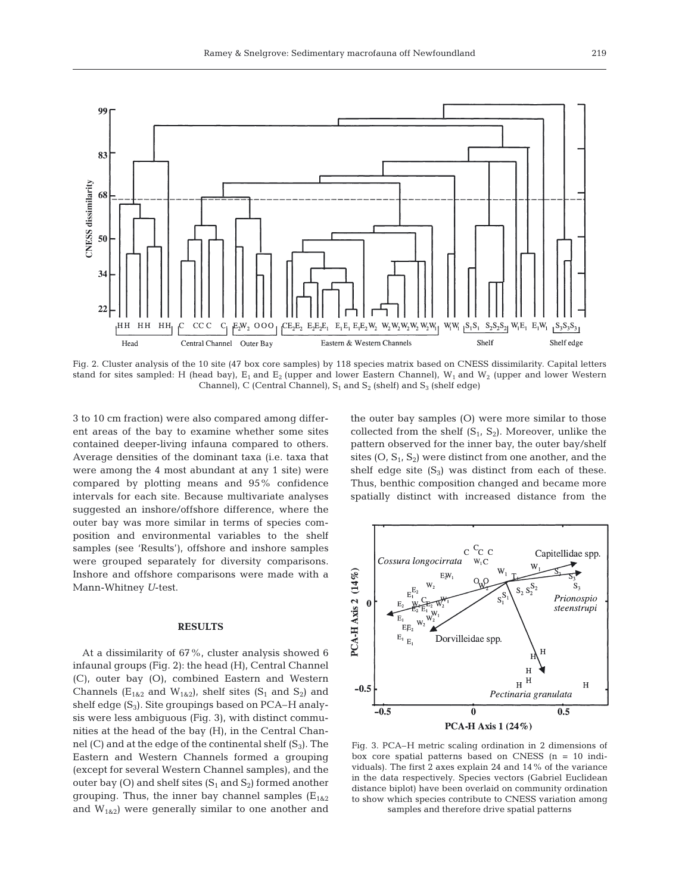Fig. 2. Cluster analysis of the 10 site (47 box core samples) by 118 species matrix based on CNESS dissimilarity. Capital letters stand for sites sampled: H (head bay), $E_1$ and $E_2$ (upper and lower Eastern Channel), $W_1$ and $W_2$ (upper and lower Western Channel), C (Central Channel), $S_1$ and $S_2$ (shelf) and $S_3$ (shelf edge)

3 to 10 cm fraction) were also compared among different areas of the bay to examine whether some sites contained deeper-living infauna compared to others. Average densities of the dominant taxa (i.e. taxa that were among the 4 most abundant at any 1 site) were compared by plotting means and 95% confidence intervals for each site. Because multivariate analyses suggested an inshore/offshore difference, where the outer bay was more similar in terms of species composition and environmental variables to the shelf samples (see 'Results'), offshore and inshore samples were grouped separately for diversity comparisons. Inshore and offshore comparisons were made with a Mann-Whitney *U*-test.

## RESULTS

At a dissimilarity of 67%, cluster analysis showed 6 infaunal groups (Fig. 2): the head (H), Central Channel (C), outer bay (O), combined Eastern and Western Channels ($E_{1\&2}$ and $W_{1\&2}$), shelf sites ($S_1$ and $S_2$) and shelf edge ($S_3$). Site groupings based on PCA–H analysis were less ambiguous (Fig. 3), with distinct communities at the head of the bay (H), in the Central Channel (C) and at the edge of the continental shelf ($S_3$). The Eastern and Western Channels formed a grouping (except for several Western Channel samples), and the outer bay (O) and shelf sites ($S_1$ and $S_2$) formed another grouping. Thus, the inner bay channel samples ($E_{1\&2}$ and $W_{1\&2}$) were generally similar to one another and the outer bay samples (O) were more similar to those collected from the shelf ($S_1$, $S_2$). Moreover, unlike the pattern observed for the inner bay, the outer bay/shelf sites (O, $S_1$, $S_2$) were distinct from one another, and the shelf edge site ($S_3$) was distinct from each of these. Thus, benthic composition changed and became more spatially distinct with increased distance from the

Fig. 3. PCA–H metric scaling ordination in 2 dimensions of box core spatial patterns based on CNESS (n = 10 individuals). The first 2 axes explain 24 and 14% of the variance in the data respectively. Species vectors (Gabriel Euclidean distance biplot) have been overlaid on community ordination to show which species contribute to CNESS variation among samples and therefore drive spatial patterns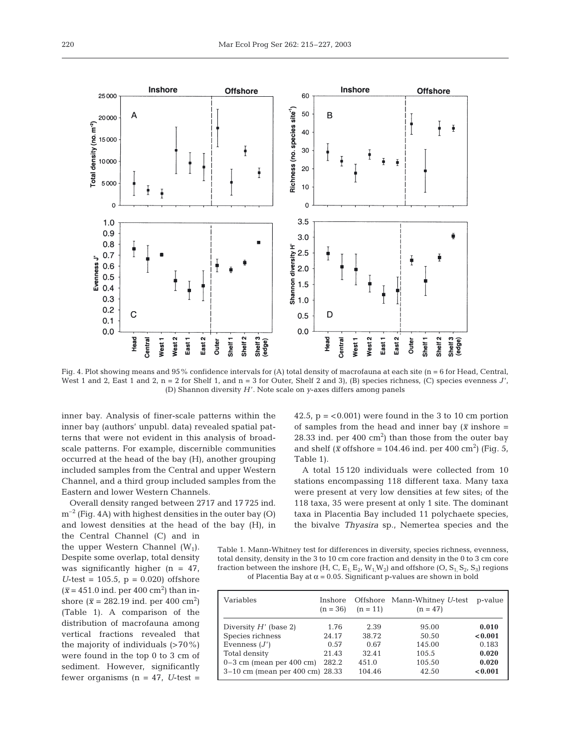Fig. 4. Plot showing means and 95% confidence intervals for (A) total density of macrofauna at each site (n = 6 for Head, Central, West 1 and 2, East 1 and 2, n = 2 for Shelf 1, and n = 3 for Outer, Shelf 2 and 3), (B) species richness, (C) species evenness $J'$, (D) Shannon diversity $H'$. Note scale on y-axes differs among panels

inner bay. Analysis of finer-scale patterns within the inner bay (authors' unpubl. data) revealed spatial patterns that were not evident in this analysis of broad-scale patterns. For example, discernible communities occurred at the head of the bay (H), another grouping included samples from the Central and upper Western Channel, and a third group included samples from the Eastern and lower Western Channels.

Overall density ranged between 2717 and 17 725 ind. $m^{-2}$ (Fig. 4A) with highest densities in the outer bay (O) and lowest densities at the head of the bay (H), in the Central Channel (C) and in the upper Western Channel ($W_1$). Despite some overlap, total density was significantly higher (n = 47, $U$-test = 105.5, p = 0.020) offshore ($\bar{x}$ = 451.0 ind. per 400 $cm^2$) than inshore ($\bar{x}$ = 282.19 ind. per 400 $cm^2$) (Table 1). A comparison of the distribution of macrofauna among vertical fractions revealed that the majority of individuals (>70%) were found in the top 0 to 3 cm of sediment. However, significantly fewer organisms (n = 47, $U$-test = 42.5, p = <0.001) were found in the 3 to 10 cm portion of samples from the head and inner bay ($\bar{x}$ inshore = 28.33 ind. per 400 $cm^2$) than those from the outer bay and shelf ($\bar{x}$ offshore = 104.46 ind. per 400 $cm^2$) (Fig. 5, Table 1).

A total 15 120 individuals were collected from 10 stations encompassing 118 different taxa. Many taxa were present at very low densities at few sites; of the 118 taxa, 35 were present at only 1 site. The dominant taxa in Placentia Bay included 11 polychaete species, the bivalve *Thyasira* sp., Nemertea species and the

Table 1. Mann-Whitney test for differences in diversity, species richness, evenness, total density, density in the 3 to 10 cm core fraction and density in the 0 to 3 cm core fraction between the inshore (H, C, $E_1$, $E_2$, $W_1$, $W_2$) and offshore (O, $S_1$, $S_2$, $S_3$) regions of Placentia Bay at α = 0.05. Significant p-values are shown in bold

| Variables | Inshore (n = 36) | Offshore (n = 11) | Mann-Whitney $U$-test (n = 47) | p-value |
|---|---|---|---|---|
| Diversity $H'$ (base 2) | 1.76 | 2.39 | 95.00 | **0.010** |
| Species richness | 24.17 | 38.72 | 50.50 | **<0.001** |
| Evenness ($J'$) | 0.57 | 0.67 | 145.00 | 0.183 |
| Total density | 21.43 | 32.41 | 105.5 | **0.020** |
| 0–3 cm (mean per 400 cm) | 282.2 | 451.0 | 105.50 | **0.020** |
| 3–10 cm (mean per 400 cm) | 28.33 | 104.46 | 42.50 | **<0.001** |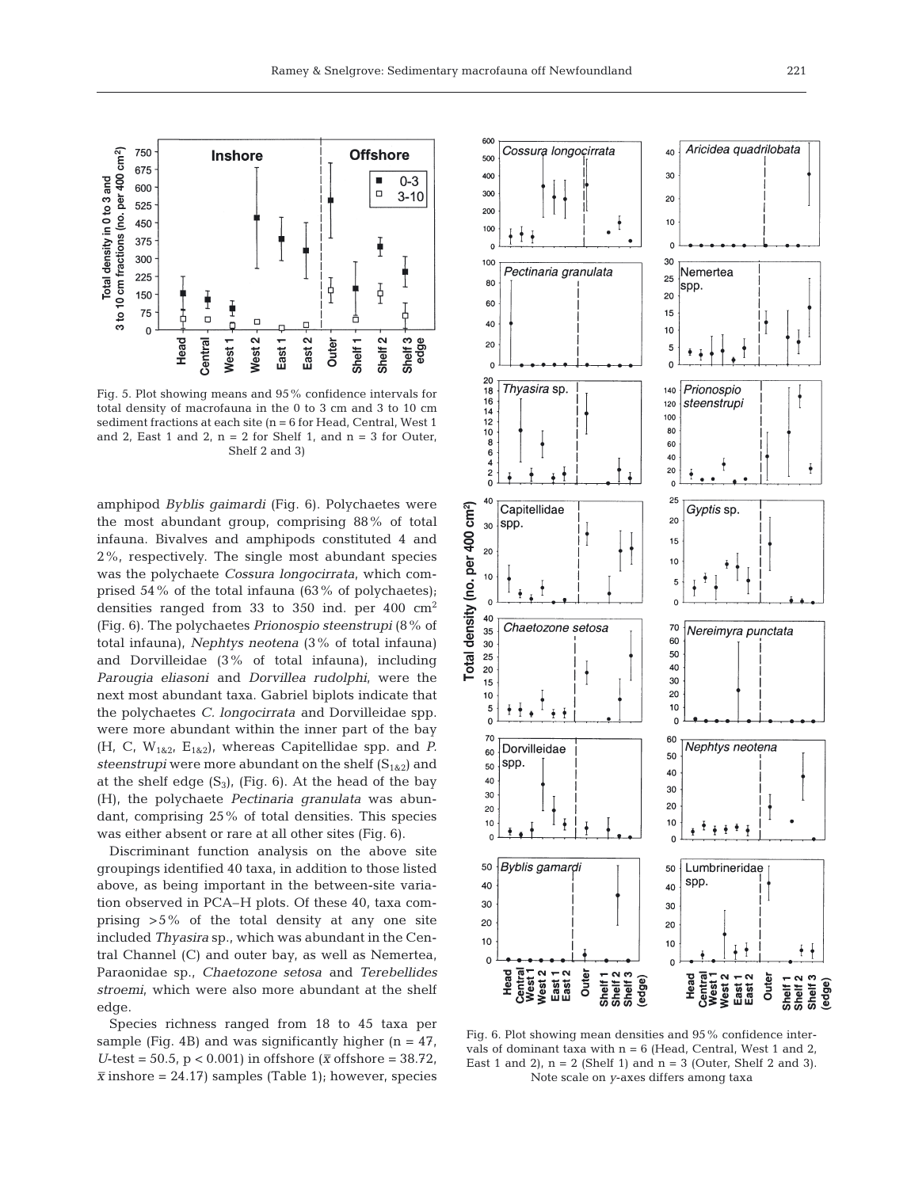Fig. 5. Plot showing means and 95% confidence intervals for total density of macrofauna in the 0 to 3 cm and 3 to 10 cm sediment fractions at each site (n = 6 for Head, Central, West 1 and 2, East 1 and 2, n = 2 for Shelf 1, and n = 3 for Outer, Shelf 2 and 3)

amphipod *Byblis gaimardi* (Fig. 6). Polychaetes were the most abundant group, comprising 88% of total infauna. Bivalves and amphipods constituted 4 and 2%, respectively. The single most abundant species was the polychaete *Cossura longocirrata*, which comprised 54% of the total infauna (63% of polychaetes); densities ranged from 33 to 350 ind. per 400 $cm^2$ (Fig. 6). The polychaetes *Prionospio steenstrupi* (8% of total infauna), *Nephtys neotena* (3% of total infauna) and Dorvilleidae (3% of total infauna), including *Parougia eliasoni* and *Dorvillea rudolphi*, were the next most abundant taxa. Gabriel biplots indicate that the polychaetes *C. longocirrata* and Dorvilleidae spp. were more abundant within the inner part of the bay (H, C, $W_{1\&2}$, $E_{1\&2}$), whereas Capitellidae spp. and *P. steenstrupi* were more abundant on the shelf ($S_{1\&2}$) and at the shelf edge ($S_3$), (Fig. 6). At the head of the bay (H), the polychaete *Pectinaria granulata* was abundant, comprising 25% of total densities. This species was either absent or rare at all other sites (Fig. 6).

Discriminant function analysis on the above site groupings identified 40 taxa, in addition to those listed above, as being important in the between-site variation observed in PCA–H plots. Of these 40, taxa comprising >5% of the total density at any one site included *Thyasira* sp., which was abundant in the Central Channel (C) and outer bay, as well as Nemertea, Paraonidae sp., *Chaetozone setosa* and *Terebellides stroemi*, which were also more abundant at the shelf edge.

Species richness ranged from 18 to 45 taxa per sample (Fig. 4B) and was significantly higher (n = 47, *U*-test = 50.5, $p < 0.001$) in offshore ($\bar{x}$ offshore = 38.72, $\bar{x}$ inshore = 24.17) samples (Table 1); however, species

Fig. 6. Plot showing mean densities and 95% confidence intervals of dominant taxa with n = 6 (Head, Central, West 1 and 2, East 1 and 2), n = 2 (Shelf 1) and n = 3 (Outer, Shelf 2 and 3). Note scale on *y*-axes differs among taxa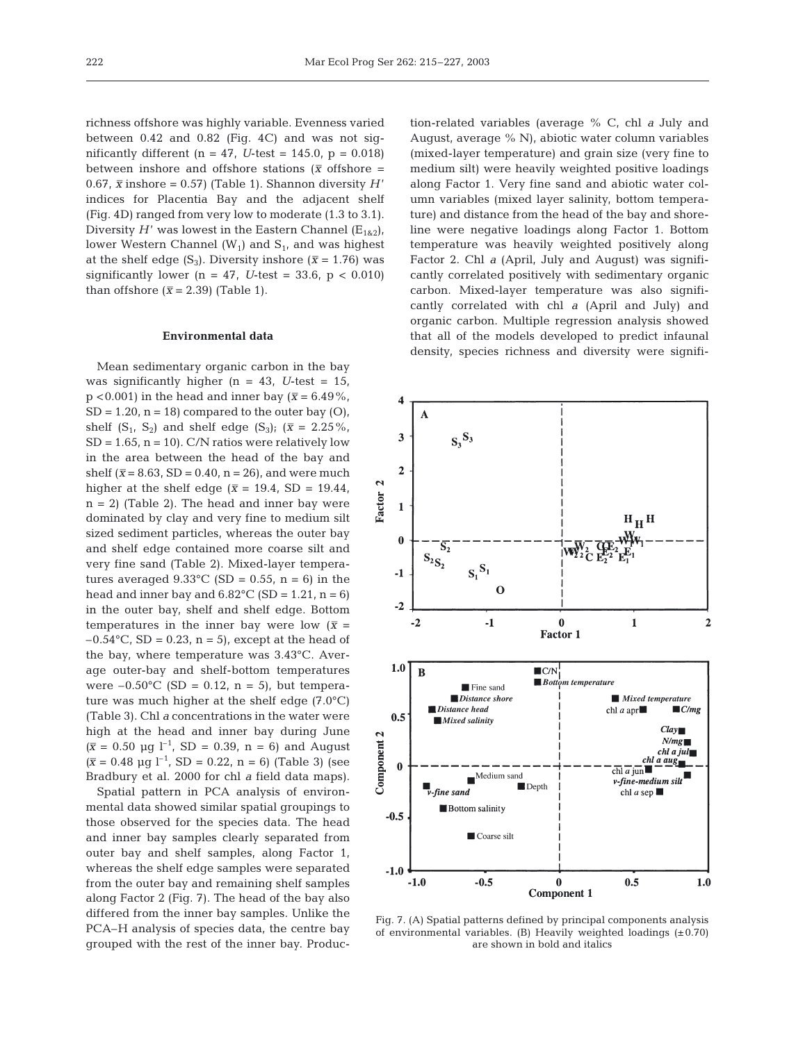richness offshore was highly variable. Evenness varied between 0.42 and 0.82 (Fig. 4C) and was not significantly different (n = 47, *U*-test = 145.0, p = 0.018) between inshore and offshore stations ($\bar{x}$ offshore = 0.67, $\bar{x}$ inshore = 0.57) (Table 1). Shannon diversity $H'$ indices for Placentia Bay and the adjacent shelf (Fig. 4D) ranged from very low to moderate (1.3 to 3.1). Diversity $H'$ was lowest in the Eastern Channel ($E_{1\&2}$), lower Western Channel ($W_1$) and $S_1$, and was highest at the shelf edge ($S_3$). Diversity inshore ($\bar{x}$ = 1.76) was significantly lower (n = 47, *U*-test = 33.6, p < 0.010) than offshore ($\bar{x}$ = 2.39) (Table 1).

### Environmental data

Mean sedimentary organic carbon in the bay was significantly higher (n = 43, *U*-test = 15, p <0.001) in the head and inner bay ($\bar{x}$ = 6.49%, SD = 1.20, n = 18) compared to the outer bay (O), shelf ($S_1$, $S_2$) and shelf edge ($S_3$); ($\bar{x}$ = 2.25%, SD = 1.65, n = 10). C/N ratios were relatively low in the area between the head of the bay and shelf ($\bar{x}$ = 8.63, SD = 0.40, n = 26), and were much higher at the shelf edge ($\bar{x}$ = 19.4, SD = 19.44, n = 2) (Table 2). The head and inner bay were dominated by clay and very fine to medium silt sized sediment particles, whereas the outer bay and shelf edge contained more coarse silt and very fine sand (Table 2). Mixed-layer temperatures averaged 9.33°C (SD = 0.55, n = 6) in the head and inner bay and 6.82°C (SD = 1.21, n = 6) in the outer bay, shelf and shelf edge. Bottom temperatures in the inner bay were low ($\bar{x}$ = –0.54°C, SD = 0.23, n = 5), except at the head of the bay, where temperature was 3.43°C. Average outer-bay and shelf-bottom temperatures were –0.50°C (SD = 0.12, n = 5), but temperature was much higher at the shelf edge (7.0°C) (Table 3). Chl *a* concentrations in the water were high at the head and inner bay during June ($\bar{x}$ = 0.50 µg $l^{-1}$, SD = 0.39, n = 6) and August ($\bar{x}$ = 0.48 µg $l^{-1}$, SD = 0.22, n = 6) (Table 3) (see Bradbury et al. 2000 for chl *a* field data maps).

Spatial pattern in PCA analysis of environmental data showed similar spatial groupings to those observed for the species data. The head and inner bay samples clearly separated from outer bay and shelf samples, along Factor 1, whereas the shelf edge samples were separated from the outer bay and remaining shelf samples along Factor 2 (Fig. 7). The head of the bay also differed from the inner bay samples. Unlike the PCA–H analysis of species data, the centre bay grouped with the rest of the inner bay. Production-related variables (average % C, chl *a* July and August, average % N), abiotic water column variables (mixed-layer temperature) and grain size (very fine to medium silt) were heavily weighted positive loadings along Factor 1. Very fine sand and abiotic water column variables (mixed layer salinity, bottom temperature) and distance from the head of the bay and shoreline were negative loadings along Factor 1. Bottom temperature was heavily weighted positively along Factor 2. Chl *a* (April, July and August) was significantly correlated positively with sedimentary organic carbon. Mixed-layer temperature was also significantly correlated with chl *a* (April and July) and organic carbon. Multiple regression analysis showed that all of the models developed to predict infaunal density, species richness and diversity were signifi-

Fig. 7. (A) Spatial patterns defined by principal components analysis of environmental variables. (B) Heavily weighted loadings (±0.70) are shown in bold and italics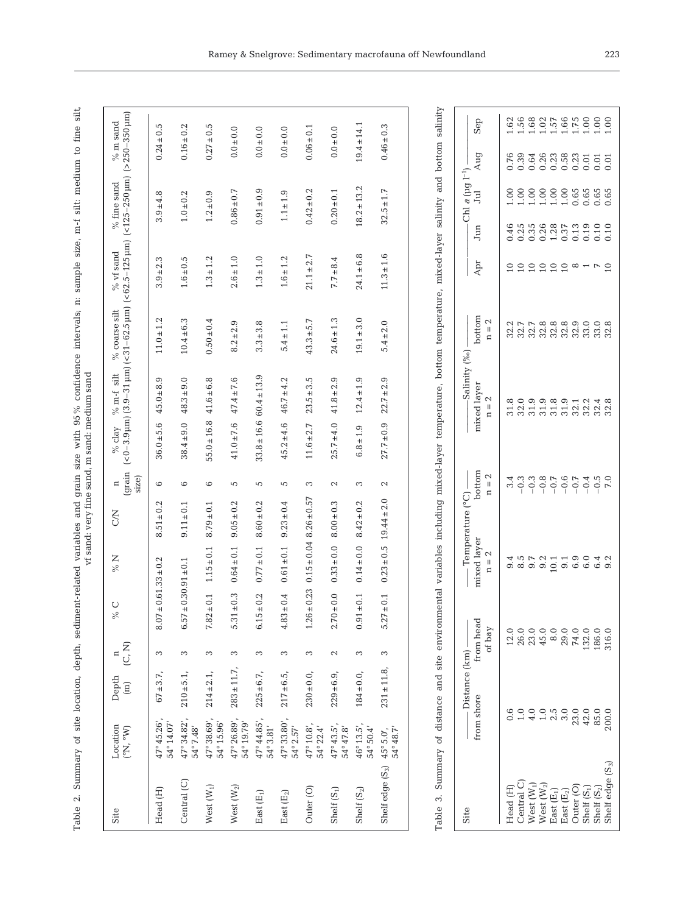Table 2. Summary of site location, depth, sediment-related variables and grain size with 95% confidence intervals; n: sample size, m-f silt: medium to fine silt, vf sand: very fine sand, m sand: medium sand

| Site | Location (°N, °W) | Depth (m) | n (C, N) | % C | % N | C/N | n (grain size) | % clay (<0–3.9 µm) | % m-f silt (3.9–31 µm) | % coarse silt (<31–62.5 µm) | % vf sand (<62.5–125 µm) | % fine sand (<125–250 µm) | % m sand (>250–350 µm) |
|---|---|---|---|---|---|---|---|---|---|---|---|---|---|
| Head (H) | 47° 45.26', 54° 14.07' | 67 ± 3.7, | 3 | 8.07 ± 0.6 | 1.33 ± 0.2 | 8.51 ± 0.2 | 6 | 36.0 ± 5.6 | 45.0 ± 8.9 | 11.0 ± 1.2 | 3.9 ± 2.3 | 3.9 ± 4.8 | 0.24 ± 0.5 |
| Central (C) | 47° 34.82', 54° 7.48' | 210 ± 5.1, | 3 | 6.57 ± 0.3 | 0.91 ± 0.1 | 9.11 ± 0.1 | 6 | 38.4 ± 9.0 | 48.3 ± 9.0 | 10.4 ± 6.3 | 1.6 ± 0.5 | 1.0 ± 0.2 | 0.16 ± 0.2 |
| West ($W_1$) | 47° 38.69', 54° 15.96' | 214 ± 2.1, | 3 | 7.82 ± 0.1 | 1.15 ± 0.1 | 8.79 ± 0.1 | 6 | 55.0 ± 16.8 | 41.6 ± 6.8 | 0.50 ± 0.4 | 1.3 ± 1.2 | 1.2 ± 0.9 | 0.27 ± 0.5 |
| West ($W_2$) | 47° 26.89', 54° 19.79' | 283 ± 11.7, | 3 | 5.31 ± 0.3 | 0.64 ± 0.1 | 9.05 ± 0.2 | 5 | 41.0 ± 7.6 | 47.4 ± 7.6 | 8.2 ± 2.9 | 2.6 ± 1.0 | 0.86 ± 0.7 | 0.0 ± 0.0 |
| East ($E_1$) | 47° 44.85', 54° 3.81' | 225 ± 6.7, | 3 | 6.15 ± 0.2 | 0.77 ± 0.1 | 8.60 ± 0.2 | 5 | 33.8 ± 16.6 | 60.4 ± 13.9 | 3.3 ± 3.8 | 1.3 ± 1.0 | 0.91 ± 0.9 | 0.0 ± 0.0 |
| East ($E_2$) | 47° 33.80', 54° 2.57' | 217 ± 6.5, | 3 | 4.83 ± 0.4 | 0.61 ± 0.1 | 9.23 ± 0.4 | 5 | 45.2 ± 4.6 | 46.7 ± 4.2 | 5.4 ± 1.1 | 1.6 ± 1.2 | 1.1 ± 1.9 | 0.0 ± 0.0 |
| Outer (O) | 47° 10.8', 54° 22.4' | 230 ± 0.0, | 3 | 1.26 ± 0.23 | 0.15 ± 0.04 | 8.26 ± 0.57 | 3 | 11.6 ± 2.7 | 23.5 ± 3.5 | 43.3 ± 5.7 | 21.1 ± 2.7 | 0.42 ± 0.2 | 0.06 ± 0.1 |
| Shelf ($S_1$) | 47° 43.5', 54° 47.8' | 229 ± 6.9, | 2 | 2.70 ± 0.0 | 0.33 ± 0.0 | 8.00 ± 0.3 | 2 | 25.7 ± 4.0 | 41.8 ± 2.9 | 24.6 ± 1.3 | 7.7 ± 8.4 | 0.20 ± 0.1 | 0.0 ± 0.0 |
| Shelf ($S_2$) | 46° 13.5', 54° 50.4' | 184 ± 0.0, | 3 | 0.91 ± 0.1 | 0.14 ± 0.0 | 8.42 ± 0.2 | 3 | 6.8 ± 1.9 | 12.4 ± 1.9 | 19.1 ± 3.0 | 24.1 ± 6.8 | 18.2 ± 13.2 | 19.4 ± 14.1 |
| Shelf edge ($S_3$) | 45° 5.0', 54° 48.7' | 231 ± 11.8, | 3 | 5.27 ± 0.1 | 0.23 ± 0.5 | 19.44 ± 2.0 | 2 | 27.7 ± 0.9 | 22.7 ± 2.9 | 5.4 ± 2.0 | 11.3 ± 1.6 | 32.5 ± 1.7 | 0.46 ± 0.3 |

Table 3. Summary of distance and site environmental variables including mixed-layer temperature, bottom temperature, mixed-layer salinity and bottom salinity

| Site | Distance (km) | | Temperature (°C) | | Salinity (‰) | | Chl *a* (µg l$^{-1}$) | | | | |
|---|---|---|---|---|---|---|---|---|---|---|---|
| | from shore | from head of bay | mixed layer n = 2 | bottom n = 2 | mixed layer n = 2 | bottom n = 2 | Apr | Jun | Jul | Aug | Sep |
| Head (H) | 0.6 | 12.0 | 9.4 | 3.4 | 31.8 | 32.2 | 10 | 0.46 | 1.00 | 0.76 | 1.62 |
| Central (C) | 1.0 | 26.0 | 8.5 | −0.3 | 32.0 | 32.7 | 10 | 0.25 | 1.00 | 0.39 | 1.56 |
| West ($W_1$) | 4.0 | 23.0 | 9.7 | −0.3 | 31.9 | 32.7 | 10 | 0.35 | 1.00 | 0.64 | 1.68 |
| West ($W_2$) | 1.0 | 45.0 | 9.2 | −0.8 | 31.9 | 32.8 | 10 | 0.26 | 1.00 | 0.26 | 1.02 |
| East ($E_1$) | 2.5 | 8.0 | 10.1 | −0.7 | 31.8 | 32.8 | 10 | 1.28 | 1.00 | 0.23 | 1.57 |
| East ($E_2$) | 3.0 | 29.0 | 9.1 | −0.6 | 31.9 | 32.8 | 10 | 0.37 | 1.00 | 0.58 | 1.66 |
| Outer (O) | 23.0 | 74.0 | 6.9 | −0.7 | 32.1 | 32.9 | 8 | 0.13 | 0.65 | 0.23 | 1.75 |
| Shelf ($S_1$) | 42.0 | 132.0 | 6.0 | −0.4 | 32.2 | 33.0 | 1 | 0.19 | 0.65 | 0.01 | 1.00 |
| Shelf ($S_2$) | 85.0 | 186.0 | 6.4 | −0.5 | 32.4 | 33.0 | 7 | 0.10 | 0.65 | 0.01 | 1.00 |
| Shelf edge ($S_3$) | 200.0 | 316.0 | 9.2 | 7.0 | 32.8 | 32.8 | 10 | 0.10 | 0.65 | 0.01 | 1.00 |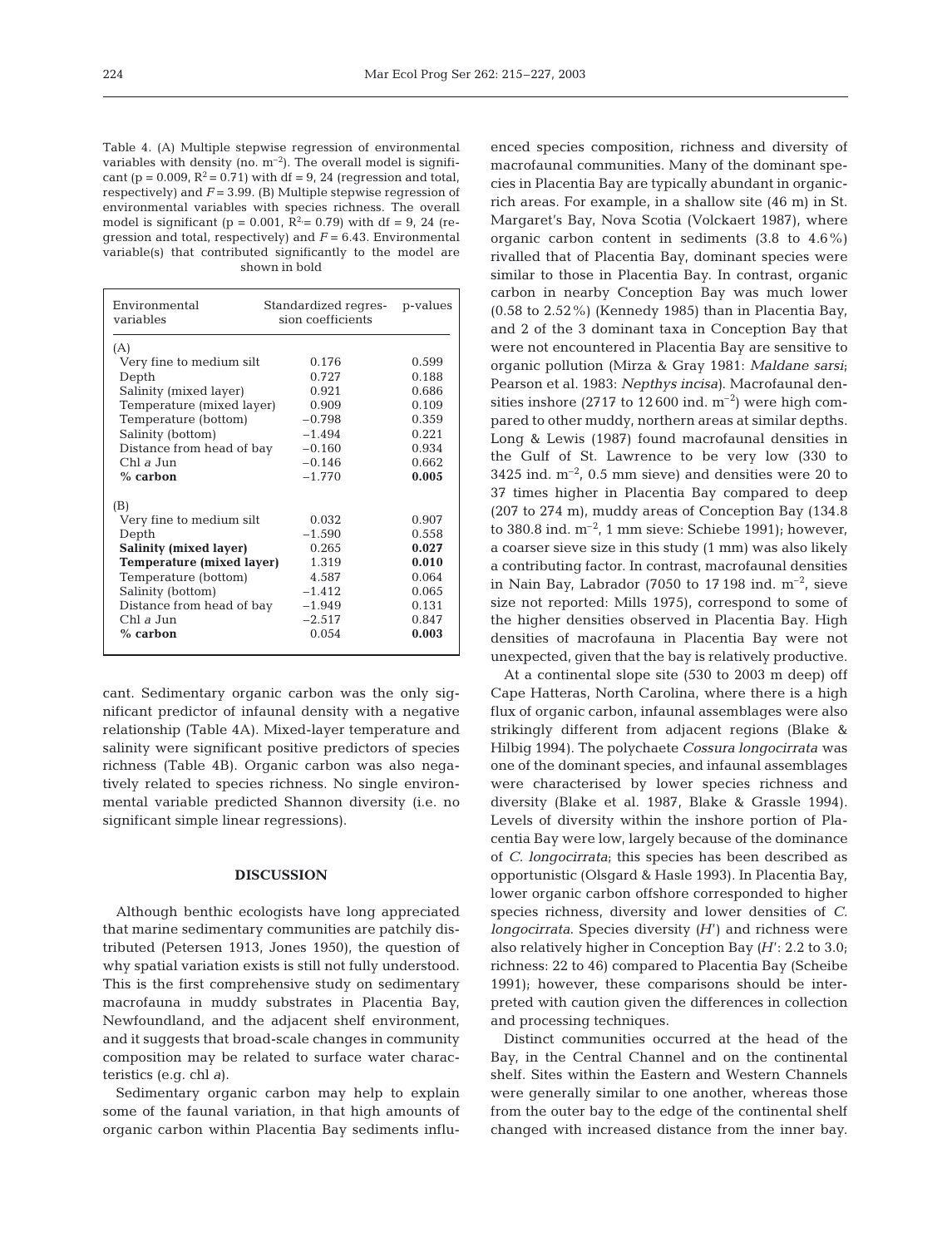Table 4. (A) Multiple stepwise regression of environmental variables with density (no. $m^{-2}$). The overall model is significant ($p = 0.009$, $R^2 = 0.71$) with df = 9, 24 (regression and total, respectively) and $F = 3.99$. (B) Multiple stepwise regression of environmental variables with species richness. The overall model is significant ($p = 0.001$, $R^2 = 0.79$) with df = 9, 24 (regression and total, respectively) and $F = 6.43$. Environmental variable(s) that contributed significantly to the model are shown in bold

| Environmental variables | Standardized regression coefficients | p-values |
|---|---|---|
| (A) | | |
| Very fine to medium silt | 0.176 | 0.599 |
| Depth | 0.727 | 0.188 |
| Salinity (mixed layer) | 0.921 | 0.686 |
| Temperature (mixed layer) | 0.909 | 0.109 |
| Temperature (bottom) | −0.798 | 0.359 |
| Salinity (bottom) | −1.494 | 0.221 |
| Distance from head of bay | −0.160 | 0.934 |
| Chl *a* Jun | −0.146 | 0.662 |
| **% carbon** | −1.770 | **0.005** |
| (B) | | |
| Very fine to medium silt | 0.032 | 0.907 |
| Depth | −1.590 | 0.558 |
| **Salinity (mixed layer)** | 0.265 | **0.027** |
| **Temperature (mixed layer)** | 1.319 | **0.010** |
| Temperature (bottom) | 4.587 | 0.064 |
| Salinity (bottom) | −1.412 | 0.065 |
| Distance from head of bay | −1.949 | 0.131 |
| Chl *a* Jun | −2.517 | 0.847 |
| **% carbon** | 0.054 | **0.003** |

cant. Sedimentary organic carbon was the only significant predictor of infaunal density with a negative relationship (Table 4A). Mixed-layer temperature and salinity were significant positive predictors of species richness (Table 4B). Organic carbon was also negatively related to species richness. No single environmental variable predicted Shannon diversity (i.e. no significant simple linear regressions).

## DISCUSSION

Although benthic ecologists have long appreciated that marine sedimentary communities are patchily distributed (Petersen 1913, Jones 1950), the question of why spatial variation exists is still not fully understood. This is the first comprehensive study on sedimentary macrofauna in muddy substrates in Placentia Bay, Newfoundland, and the adjacent shelf environment, and it suggests that broad-scale changes in community composition may be related to surface water characteristics (e.g. chl *a*).

Sedimentary organic carbon may help to explain some of the faunal variation, in that high amounts of organic carbon within Placentia Bay sediments influenced species composition, richness and diversity of macrofaunal communities. Many of the dominant species in Placentia Bay are typically abundant in organic-rich areas. For example, in a shallow site (46 m) in St. Margaret's Bay, Nova Scotia (Volckaert 1987), where organic carbon content in sediments (3.8 to 4.6%) rivalled that of Placentia Bay, dominant species were similar to those in Placentia Bay. In contrast, organic carbon in nearby Conception Bay was much lower (0.58 to 2.52%) (Kennedy 1985) than in Placentia Bay, and 2 of the 3 dominant taxa in Conception Bay that were not encountered in Placentia Bay are sensitive to organic pollution (Mirza & Gray 1981: *Maldane sarsi*; Pearson et al. 1983: *Nepthys incisa*). Macrofaunal densities inshore (2717 to 12 600 ind. $m^{-2}$) were high compared to other muddy, northern areas at similar depths. Long & Lewis (1987) found macrofaunal densities in the Gulf of St. Lawrence to be very low (330 to 3425 ind. $m^{-2}$, 0.5 mm sieve) and densities were 20 to 37 times higher in Placentia Bay compared to deep (207 to 274 m), muddy areas of Conception Bay (134.8 to 380.8 ind. $m^{-2}$, 1 mm sieve: Schiebe 1991); however, a coarser sieve size in this study (1 mm) was also likely a contributing factor. In contrast, macrofaunal densities in Nain Bay, Labrador (7050 to 17 198 ind. $m^{-2}$, sieve size not reported: Mills 1975), correspond to some of the higher densities observed in Placentia Bay. High densities of macrofauna in Placentia Bay were not unexpected, given that the bay is relatively productive.

At a continental slope site (530 to 2003 m deep) off Cape Hatteras, North Carolina, where there is a high flux of organic carbon, infaunal assemblages were also strikingly different from adjacent regions (Blake & Hilbig 1994). The polychaete *Cossura longocirrata* was one of the dominant species, and infaunal assemblages were characterised by lower species richness and diversity (Blake et al. 1987, Blake & Grassle 1994). Levels of diversity within the inshore portion of Placentia Bay were low, largely because of the dominance of *C. longocirrata*; this species has been described as opportunistic (Olsgard & Hasle 1993). In Placentia Bay, lower organic carbon offshore corresponded to higher species richness, diversity and lower densities of *C. longocirrata*. Species diversity ($H'$) and richness were also relatively higher in Conception Bay ($H'$: 2.2 to 3.0; richness: 22 to 46) compared to Placentia Bay (Scheibe 1991); however, these comparisons should be interpreted with caution given the differences in collection and processing techniques.

Distinct communities occurred at the head of the Bay, in the Central Channel and on the continental shelf. Sites within the Eastern and Western Channels were generally similar to one another, whereas those from the outer bay to the edge of the continental shelf changed with increased distance from the inner bay.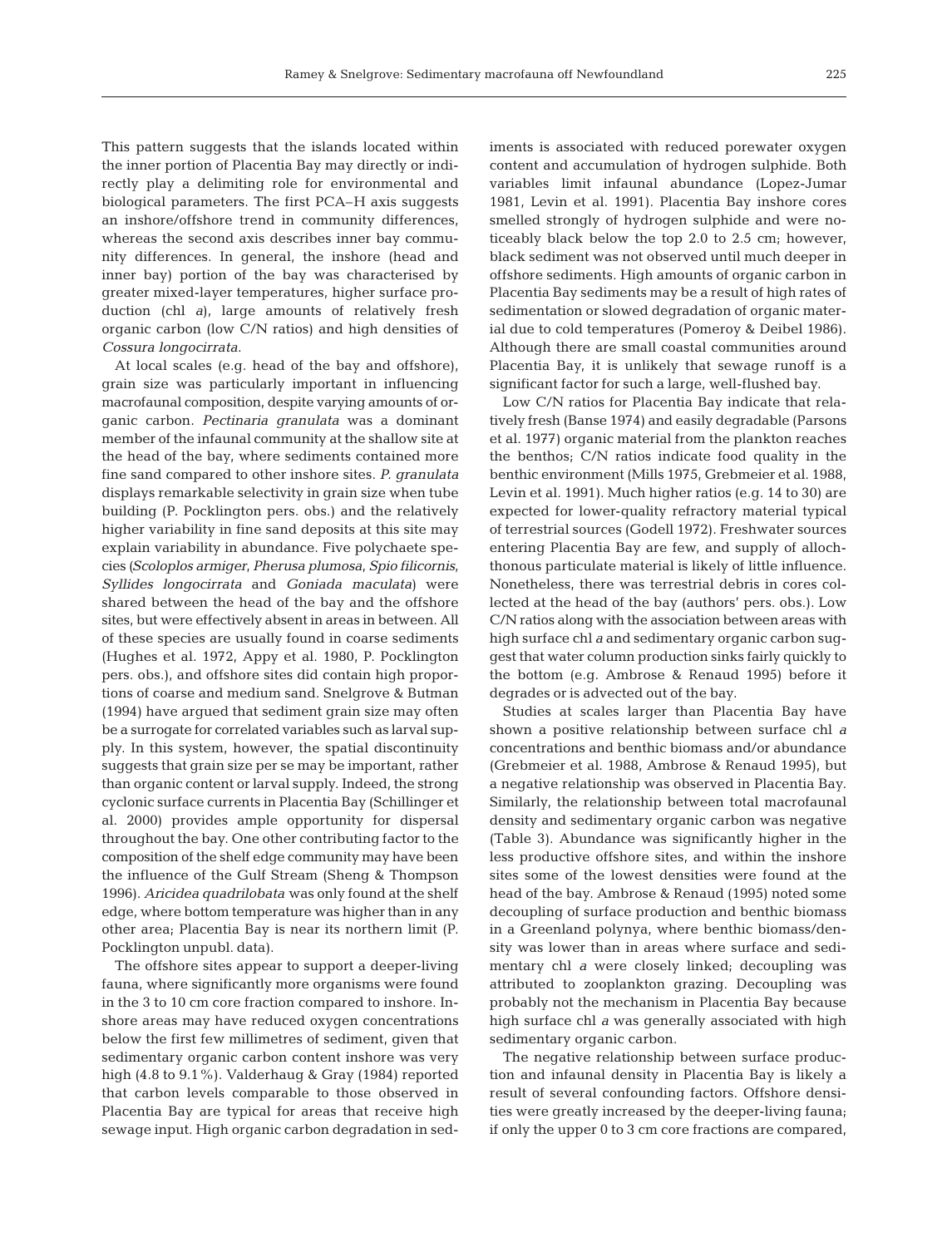This pattern suggests that the islands located within the inner portion of Placentia Bay may directly or indirectly play a delimiting role for environmental and biological parameters. The first PCA–H axis suggests an inshore/offshore trend in community differences, whereas the second axis describes inner bay community differences. In general, the inshore (head and inner bay) portion of the bay was characterised by greater mixed-layer temperatures, higher surface production (chl *a*), large amounts of relatively fresh organic carbon (low C/N ratios) and high densities of *Cossura longocirrata*.

At local scales (e.g. head of the bay and offshore), grain size was particularly important in influencing macrofaunal composition, despite varying amounts of organic carbon. *Pectinaria granulata* was a dominant member of the infaunal community at the shallow site at the head of the bay, where sediments contained more fine sand compared to other inshore sites. *P. granulata* displays remarkable selectivity in grain size when tube building (P. Pocklington pers. obs.) and the relatively higher variability in fine sand deposits at this site may explain variability in abundance. Five polychaete species (*Scoloplos armiger*, *Pherusa plumosa*, *Spio filicornis*, *Syllides longocirrata* and *Goniada maculata*) were shared between the head of the bay and the offshore sites, but were effectively absent in areas in between. All of these species are usually found in coarse sediments (Hughes et al. 1972, Appy et al. 1980, P. Pocklington pers. obs.), and offshore sites did contain high proportions of coarse and medium sand. Snelgrove & Butman (1994) have argued that sediment grain size may often be a surrogate for correlated variables such as larval supply. In this system, however, the spatial discontinuity suggests that grain size per se may be important, rather than organic content or larval supply. Indeed, the strong cyclonic surface currents in Placentia Bay (Schillinger et al. 2000) provides ample opportunity for dispersal throughout the bay. One other contributing factor to the composition of the shelf edge community may have been the influence of the Gulf Stream (Sheng & Thompson 1996). *Aricidea quadrilobata* was only found at the shelf edge, where bottom temperature was higher than in any other area; Placentia Bay is near its northern limit (P. Pocklington unpubl. data).

The offshore sites appear to support a deeper-living fauna, where significantly more organisms were found in the 3 to 10 cm core fraction compared to inshore. Inshore areas may have reduced oxygen concentrations below the first few millimetres of sediment, given that sedimentary organic carbon content inshore was very high (4.8 to 9.1%). Valderhaug & Gray (1984) reported that carbon levels comparable to those observed in Placentia Bay are typical for areas that receive high sewage input. High organic carbon degradation in sediments is associated with reduced porewater oxygen content and accumulation of hydrogen sulphide. Both variables limit infaunal abundance (Lopez-Jumar 1981, Levin et al. 1991). Placentia Bay inshore cores smelled strongly of hydrogen sulphide and were noticeably black below the top 2.0 to 2.5 cm; however, black sediment was not observed until much deeper in offshore sediments. High amounts of organic carbon in Placentia Bay sediments may be a result of high rates of sedimentation or slowed degradation of organic material due to cold temperatures (Pomeroy & Deibel 1986). Although there are small coastal communities around Placentia Bay, it is unlikely that sewage runoff is a significant factor for such a large, well-flushed bay.

Low C/N ratios for Placentia Bay indicate that relatively fresh (Banse 1974) and easily degradable (Parsons et al. 1977) organic material from the plankton reaches the benthos; C/N ratios indicate food quality in the benthic environment (Mills 1975, Grebmeier et al. 1988, Levin et al. 1991). Much higher ratios (e.g. 14 to 30) are expected for lower-quality refractory material typical of terrestrial sources (Godell 1972). Freshwater sources entering Placentia Bay are few, and supply of allochthonous particulate material is likely of little influence. Nonetheless, there was terrestrial debris in cores collected at the head of the bay (authors' pers. obs.). Low C/N ratios along with the association between areas with high surface chl *a* and sedimentary organic carbon suggest that water column production sinks fairly quickly to the bottom (e.g. Ambrose & Renaud 1995) before it degrades or is advected out of the bay.

Studies at scales larger than Placentia Bay have shown a positive relationship between surface chl *a* concentrations and benthic biomass and/or abundance (Grebmeier et al. 1988, Ambrose & Renaud 1995), but a negative relationship was observed in Placentia Bay. Similarly, the relationship between total macrofaunal density and sedimentary organic carbon was negative (Table 3). Abundance was significantly higher in the less productive offshore sites, and within the inshore sites some of the lowest densities were found at the head of the bay. Ambrose & Renaud (1995) noted some decoupling of surface production and benthic biomass in a Greenland polynya, where benthic biomass/density was lower than in areas where surface and sedimentary chl *a* were closely linked; decoupling was attributed to zooplankton grazing. Decoupling was probably not the mechanism in Placentia Bay because high surface chl *a* was generally associated with high sedimentary organic carbon.

The negative relationship between surface production and infaunal density in Placentia Bay is likely a result of several confounding factors. Offshore densities were greatly increased by the deeper-living fauna; if only the upper 0 to 3 cm core fractions are compared,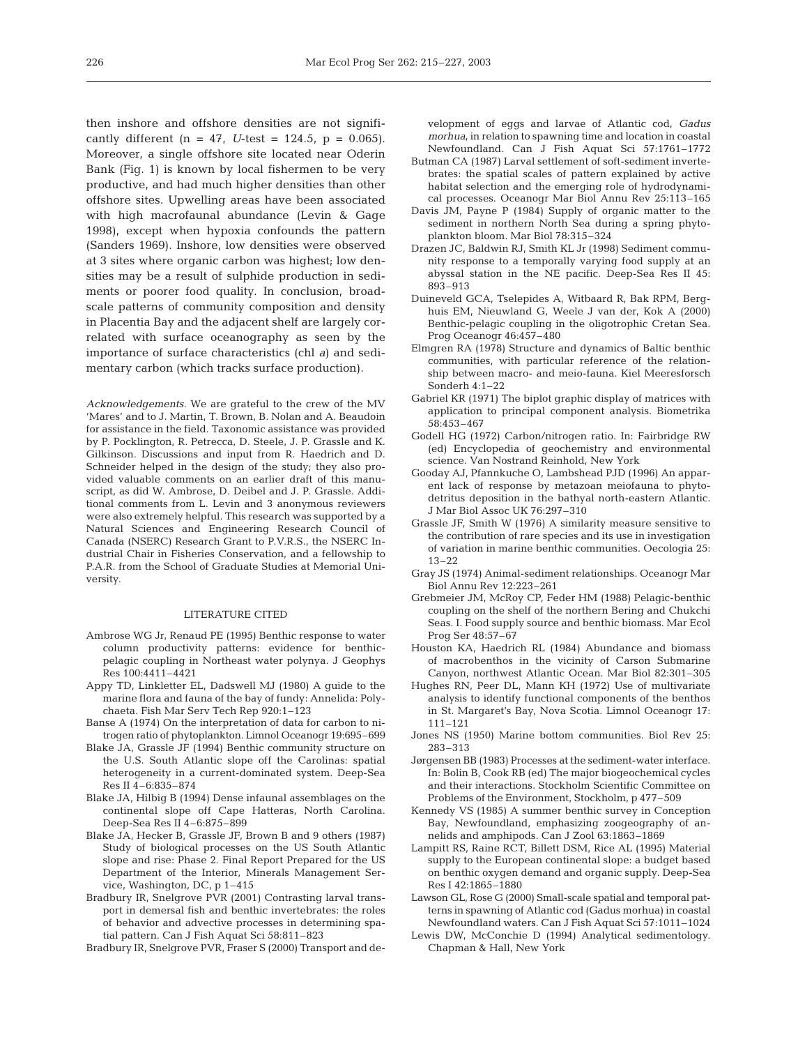then inshore and offshore densities are not significantly different (n = 47, *U*-test = 124.5, p = 0.065). Moreover, a single offshore site located near Oderin Bank (Fig. 1) is known by local fishermen to be very productive, and had much higher densities than other offshore sites. Upwelling areas have been associated with high macrofaunal abundance (Levin & Gage 1998), except when hypoxia confounds the pattern (Sanders 1969). Inshore, low densities were observed at 3 sites where organic carbon was highest; low densities may be a result of sulphide production in sediments or poorer food quality. In conclusion, broad-scale patterns of community composition and density in Placentia Bay and the adjacent shelf are largely correlated with surface oceanography as seen by the importance of surface characteristics (chl *a*) and sedimentary carbon (which tracks surface production).

*Acknowledgements.* We are grateful to the crew of the MV 'Mares' and to J. Martin, T. Brown, B. Nolan and A. Beaudoin for assistance in the field. Taxonomic assistance was provided by P. Pocklington, R. Petrecca, D. Steele, J. P. Grassle and K. Gilkinson. Discussions and input from R. Haedrich and D. Schneider helped in the design of the study; they also provided valuable comments on an earlier draft of this manuscript, as did W. Ambrose, D. Deibel and J. P. Grassle. Additional comments from L. Levin and 3 anonymous reviewers were also extremely helpful. This research was supported by a Natural Sciences and Engineering Research Council of Canada (NSERC) Research Grant to P.V.R.S., the NSERC Industrial Chair in Fisheries Conservation, and a fellowship to P.A.R. from the School of Graduate Studies at Memorial University.

## LITERATURE CITED

- Ambrose WG Jr, Renaud PE (1995) Benthic response to water column productivity patterns: evidence for benthic-pelagic coupling in Northeast water polynya. J Geophys Res 100:4411–4421
- Appy TD, Linkletter EL, Dadswell MJ (1980) A guide to the marine flora and fauna of the bay of fundy: Annelida: Polychaeta. Fish Mar Serv Tech Rep 920:1–123
- Banse A (1974) On the interpretation of data for carbon to nitrogen ratio of phytoplankton. Limnol Oceanogr 19:695–699
- Blake JA, Grassle JF (1994) Benthic community structure on the U.S. South Atlantic slope off the Carolinas: spatial heterogeneity in a current-dominated system. Deep-Sea Res II 4–6:835–874
- Blake JA, Hilbig B (1994) Dense infaunal assemblages on the continental slope off Cape Hatteras, North Carolina. Deep-Sea Res II 4–6:875–899
- Blake JA, Hecker B, Grassle JF, Brown B and 9 others (1987) Study of biological processes on the US South Atlantic slope and rise: Phase 2. Final Report Prepared for the US Department of the Interior, Minerals Management Service, Washington, DC, p 1–415
- Bradbury IR, Snelgrove PVR (2001) Contrasting larval transport in demersal fish and benthic invertebrates: the roles of behavior and advective processes in determining spatial pattern. Can J Fish Aquat Sci 58:811–823
- Bradbury IR, Snelgrove PVR, Fraser S (2000) Transport and development of eggs and larvae of Atlantic cod, *Gadus morhua*, in relation to spawning time and location in coastal Newfoundland. Can J Fish Aquat Sci 57:1761–1772
- Butman CA (1987) Larval settlement of soft-sediment invertebrates: the spatial scales of pattern explained by active habitat selection and the emerging role of hydrodynamical processes. Oceanogr Mar Biol Annu Rev 25:113–165
- Davis JM, Payne P (1984) Supply of organic matter to the sediment in northern North Sea during a spring phytoplankton bloom. Mar Biol 78:315–324
- Drazen JC, Baldwin RJ, Smith KL Jr (1998) Sediment community response to a temporally varying food supply at an abyssal station in the NE pacific. Deep-Sea Res II 45: 893–913
- Duineveld GCA, Tselepides A, Witbaard R, Bak RPM, Berghuis EM, Nieuwland G, Weele J van der, Kok A (2000) Benthic-pelagic coupling in the oligotrophic Cretan Sea. Prog Oceanogr 46:457–480
- Elmgren RA (1978) Structure and dynamics of Baltic benthic communities, with particular reference of the relationship between macro- and meio-fauna. Kiel Meeresforsch Sonderh 4:1–22
- Gabriel KR (1971) The biplot graphic display of matrices with application to principal component analysis. Biometrika 58:453–467
- Godell HG (1972) Carbon/nitrogen ratio. In: Fairbridge RW (ed) Encyclopedia of geochemistry and environmental science. Van Nostrand Reinhold, New York
- Gooday AJ, Pfannkuche O, Lambshead PJD (1996) An apparent lack of response by metazoan meiofauna to phytodetritus deposition in the bathyal north-eastern Atlantic. J Mar Biol Assoc UK 76:297–310
- Grassle JF, Smith W (1976) A similarity measure sensitive to the contribution of rare species and its use in investigation of variation in marine benthic communities. Oecologia 25: 13–22
- Gray JS (1974) Animal-sediment relationships. Oceanogr Mar Biol Annu Rev 12:223–261
- Grebmeier JM, McRoy CP, Feder HM (1988) Pelagic-benthic coupling on the shelf of the northern Bering and Chukchi Seas. I. Food supply source and benthic biomass. Mar Ecol Prog Ser 48:57–67
- Houston KA, Haedrich RL (1984) Abundance and biomass of macrobenthos in the vicinity of Carson Submarine Canyon, northwest Atlantic Ocean. Mar Biol 82:301–305
- Hughes RN, Peer DL, Mann KH (1972) Use of multivariate analysis to identify functional components of the benthos in St. Margaret's Bay, Nova Scotia. Limnol Oceanogr 17: 111–121
- Jones NS (1950) Marine bottom communities. Biol Rev 25: 283–313
- Jørgensen BB (1983) Processes at the sediment-water interface. In: Bolin B, Cook RB (ed) The major biogeochemical cycles and their interactions. Stockholm Scientific Committee on Problems of the Environment, Stockholm, p 477–509
- Kennedy VS (1985) A summer benthic survey in Conception Bay, Newfoundland, emphasizing zoogeography of annelids and amphipods. Can J Zool 63:1863–1869
- Lampitt RS, Raine RCT, Billett DSM, Rice AL (1995) Material supply to the European continental slope: a budget based on benthic oxygen demand and organic supply. Deep-Sea Res I 42:1865–1880
- Lawson GL, Rose G (2000) Small-scale spatial and temporal patterns in spawning of Atlantic cod (Gadus morhua) in coastal Newfoundland waters. Can J Fish Aquat Sci 57:1011–1024
- Lewis DW, McConchie D (1994) Analytical sedimentology. Chapman & Hall, New York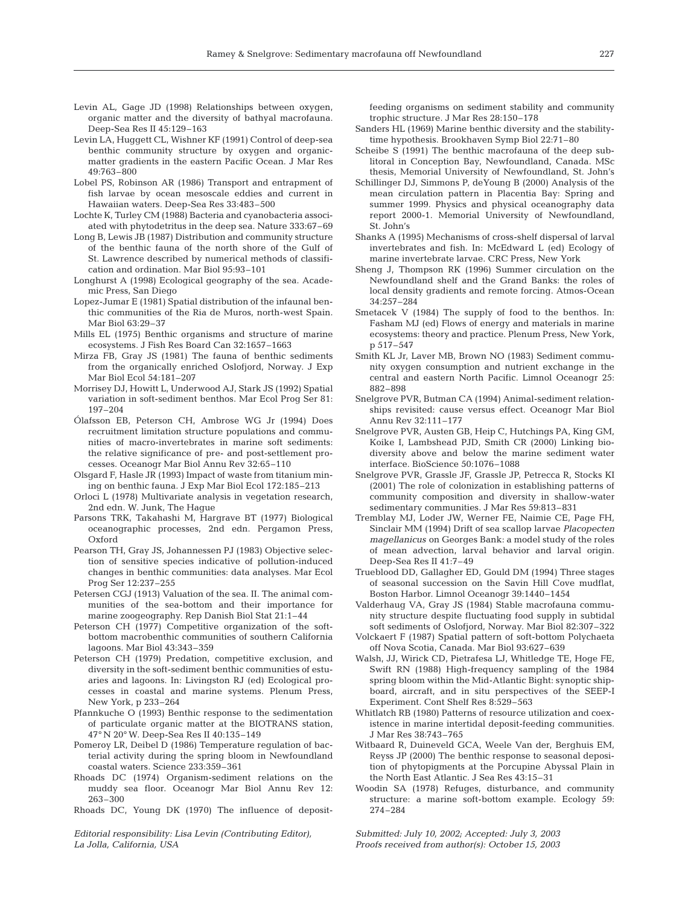Levin AL, Gage JD (1998) Relationships between oxygen, organic matter and the diversity of bathyal macrofauna. Deep-Sea Res II 45:129–163

Levin LA, Huggett CL, Wishner KF (1991) Control of deep-sea benthic community structure by oxygen and organic-matter gradients in the eastern Pacific Ocean. J Mar Res 49:763–800

Lobel PS, Robinson AR (1986) Transport and entrapment of fish larvae by ocean mesoscale eddies and current in Hawaiian waters. Deep-Sea Res 33:483–500

Lochte K, Turley CM (1988) Bacteria and cyanobacteria associated with phytodetritus in the deep sea. Nature 333:67–69

Long B, Lewis JB (1987) Distribution and community structure of the benthic fauna of the north shore of the Gulf of St. Lawrence described by numerical methods of classification and ordination. Mar Biol 95:93–101

Longhurst A (1998) Ecological geography of the sea. Academic Press, San Diego

Lopez-Jumar E (1981) Spatial distribution of the infaunal benthic communities of the Ria de Muros, north-west Spain. Mar Biol 63:29–37

Mills EL (1975) Benthic organisms and structure of marine ecosystems. J Fish Res Board Can 32:1657–1663

Mirza FB, Gray JS (1981) The fauna of benthic sediments from the organically enriched Oslofjord, Norway. J Exp Mar Biol Ecol 54:181–207

Morrisey DJ, Howitt L, Underwood AJ, Stark JS (1992) Spatial variation in soft-sediment benthos. Mar Ecol Prog Ser 81: 197–204

Ólafsson EB, Peterson CH, Ambrose WG Jr (1994) Does recruitment limitation structure populations and communities of macro-invertebrates in marine soft sediments: the relative significance of pre- and post-settlement processes. Oceanogr Mar Biol Annu Rev 32:65–110

Olsgard F, Hasle JR (1993) Impact of waste from titanium mining on benthic fauna. J Exp Mar Biol Ecol 172:185–213

Orloci L (1978) Multivariate analysis in vegetation research, 2nd edn. W. Junk, The Hague

Parsons TRK, Takahashi M, Hargrave BT (1977) Biological oceanographic processes, 2nd edn. Pergamon Press, Oxford

Pearson TH, Gray JS, Johannessen PJ (1983) Objective selection of sensitive species indicative of pollution-induced changes in benthic communities: data analyses. Mar Ecol Prog Ser 12:237–255

Petersen CGJ (1913) Valuation of the sea. II. The animal communities of the sea-bottom and their importance for marine zoogeography. Rep Danish Biol Stat 21:1–44

Peterson CH (1977) Competitive organization of the soft-bottom macrobenthic communities of southern California lagoons. Mar Biol 43:343–359

Peterson CH (1979) Predation, competitive exclusion, and diversity in the soft-sediment benthic communities of estuaries and lagoons. In: Livingston RJ (ed) Ecological processes in coastal and marine systems. Plenum Press, New York, p 233–264

Pfannkuche O (1993) Benthic response to the sedimentation of particulate organic matter at the BIOTRANS station, 47° N 20° W. Deep-Sea Res II 40:135–149

Pomeroy LR, Deibel D (1986) Temperature regulation of bacterial activity during the spring bloom in Newfoundland coastal waters. Science 233:359–361

Rhoads DC (1974) Organism-sediment relations on the muddy sea floor. Oceanogr Mar Biol Annu Rev 12: 263–300

Rhoads DC, Young DK (1970) The influence of deposit-feeding organisms on sediment stability and community trophic structure. J Mar Res 28:150–178

Sanders HL (1969) Marine benthic diversity and the stability-time hypothesis. Brookhaven Symp Biol 22:71–80

Scheibe S (1991) The benthic macrofauna of the deep sublitoral in Conception Bay, Newfoundland, Canada. MSc thesis, Memorial University of Newfoundland, St. John's

Schillinger DJ, Simmons P, deYoung B (2000) Analysis of the mean circulation pattern in Placentia Bay: Spring and summer 1999. Physics and physical oceanography data report 2000-1. Memorial University of Newfoundland, St. John's

Shanks A (1995) Mechanisms of cross-shelf dispersal of larval invertebrates and fish. In: McEdward L (ed) Ecology of marine invertebrate larvae. CRC Press, New York

Sheng J, Thompson RK (1996) Summer circulation on the Newfoundland shelf and the Grand Banks: the roles of local density gradients and remote forcing. Atmos-Ocean 34:257–284

Smetacek V (1984) The supply of food to the benthos. In: Fasham MJ (ed) Flows of energy and materials in marine ecosystems: theory and practice. Plenum Press, New York, p 517–547

Smith KL Jr, Laver MB, Brown NO (1983) Sediment community oxygen consumption and nutrient exchange in the central and eastern North Pacific. Limnol Oceanogr 25: 882–898

Snelgrove PVR, Butman CA (1994) Animal-sediment relationships revisited: cause versus effect. Oceanogr Mar Biol Annu Rev 32:111–177

Snelgrove PVR, Austen GB, Heip C, Hutchings PA, King GM, Koike I, Lambshead PJD, Smith CR (2000) Linking biodiversity above and below the marine sediment water interface. BioScience 50:1076–1088

Snelgrove PVR, Grassle JF, Grassle JP, Petrecca R, Stocks KI (2001) The role of colonization in establishing patterns of community composition and diversity in shallow-water sedimentary communities. J Mar Res 59:813–831

Tremblay MJ, Loder JW, Werner FE, Naimie CE, Page FH, Sinclair MM (1994) Drift of sea scallop larvae *Placopecten magellanicus* on Georges Bank: a model study of the roles of mean advection, larval behavior and larval origin. Deep-Sea Res II 41:7–49

Trueblood DD, Gallagher ED, Gould DM (1994) Three stages of seasonal succession on the Savin Hill Cove mudflat, Boston Harbor. Limnol Oceanogr 39:1440–1454

Valderhaug VA, Gray JS (1984) Stable macrofauna community structure despite fluctuating food supply in subtidal soft sediments of Oslofjord, Norway. Mar Biol 82:307–322

Volckaert F (1987) Spatial pattern of soft-bottom Polychaeta off Nova Scotia, Canada. Mar Biol 93:627–639

Walsh, JJ, Wirick CD, Pietrafesa LJ, Whitledge TE, Hoge FE, Swift RN (1988) High-frequency sampling of the 1984 spring bloom within the Mid-Atlantic Bight: synoptic shipboard, aircraft, and in situ perspectives of the SEEP-I Experiment. Cont Shelf Res 8:529–563

Whitlatch RB (1980) Patterns of resource utilization and coexistence in marine intertidal deposit-feeding communities. J Mar Res 38:743–765

Witbaard R, Duineveld GCA, Weele Van der, Berghuis EM, Reyss JP (2000) The benthic response to seasonal deposition of phytopigments at the Porcupine Abyssal Plain in the North East Atlantic. J Sea Res 43:15–31

Woodin SA (1978) Refuges, disturbance, and community structure: a marine soft-bottom example. Ecology 59: 274–284

*Editorial responsibility: Lisa Levin (Contributing Editor), La Jolla, California, USA*

*Submitted: July 10, 2002; Accepted: July 3, 2003*
*Proofs received from author(s): October 15, 2003*